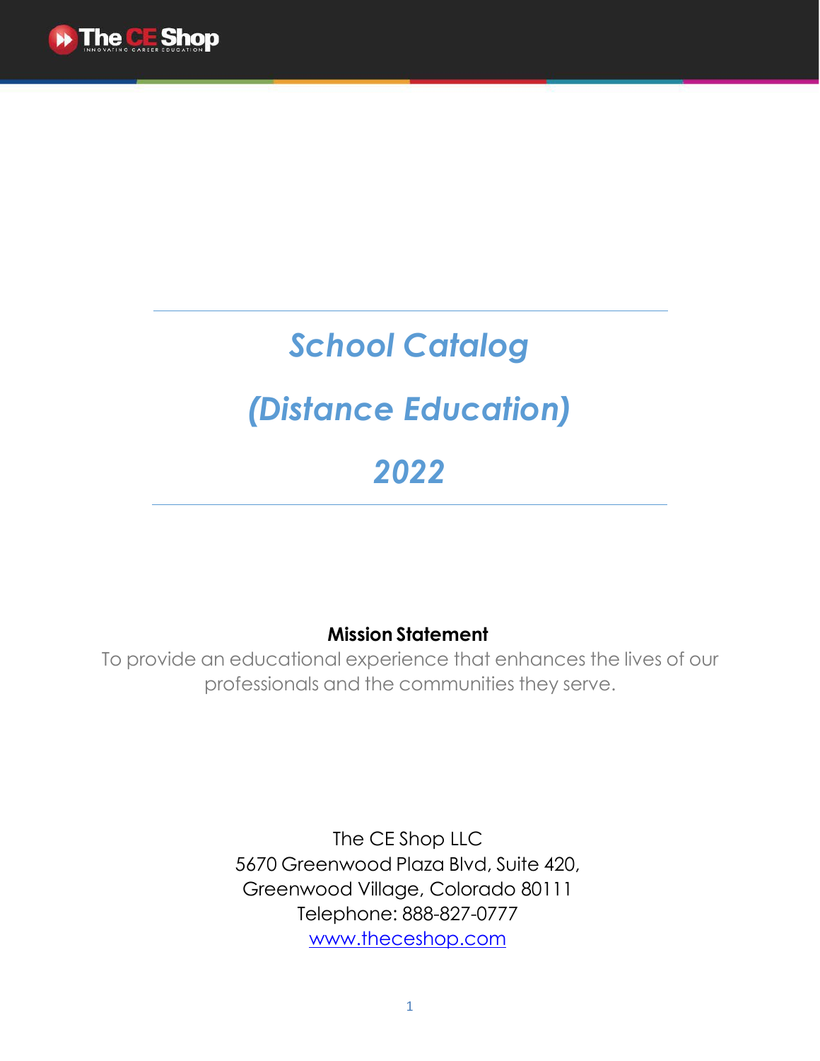The CE Shop

INNOVATING CAREER EDUCATION

# *School Catalog*

# *(Distance Education)*

# *2022*

**Mission Statement**

To provide an educational experience that enhances the lives of our professionals and the communities they serve.

The CE Shop LLC
5670 Greenwood Plaza Blvd, Suite 420,
Greenwood Village, Colorado 80111
Telephone: 888-827-0777
www.theceshop.com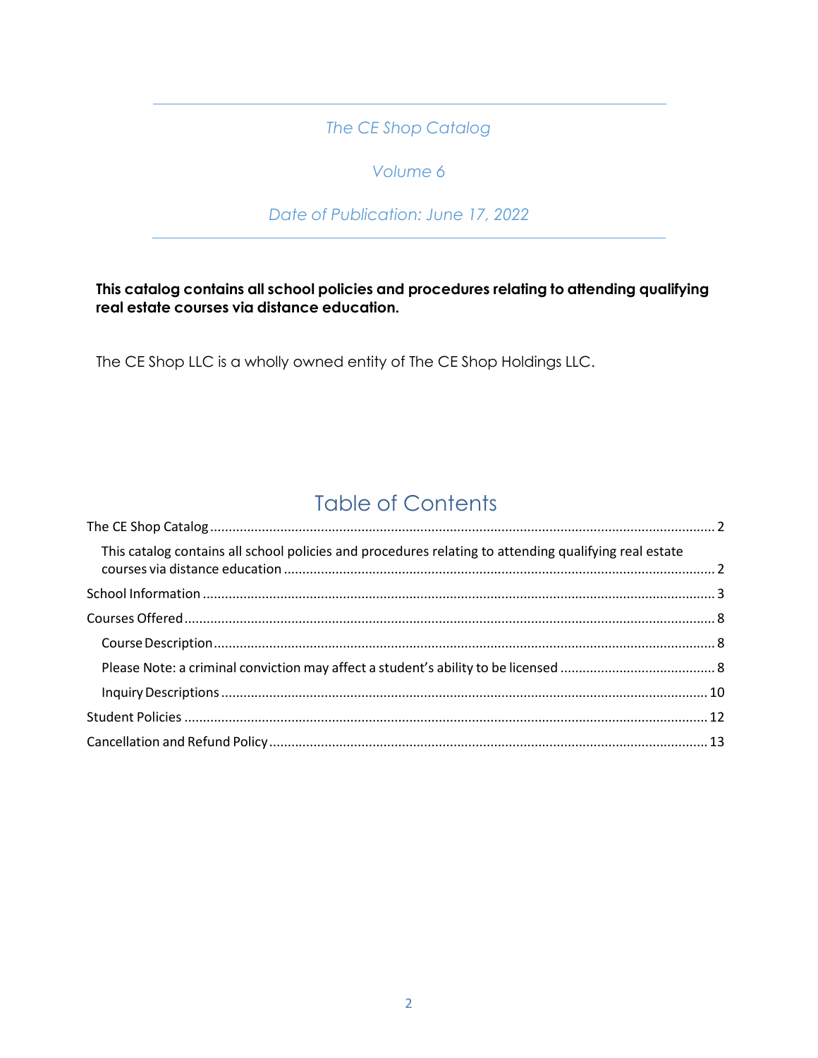# *The CE Shop Catalog*

*Volume 6*

*Date of Publication: June 17, 2022*

**This catalog contains all school policies and procedures relating to attending qualifying real estate courses via distance education.**

The CE Shop LLC is a wholly owned entity of The CE Shop Holdings LLC.

## Table of Contents

The CE Shop Catalog ............ 2

- This catalog contains all school policies and procedures relating to attending qualifying real estate courses via distance education ............ 2

School Information ............ 3

Courses Offered ............ 8

- Course Description ............ 8
- Please Note: a criminal conviction may affect a student's ability to be licensed ............ 8
- Inquiry Descriptions ............ 10

Student Policies ............ 12

Cancellation and Refund Policy ............ 13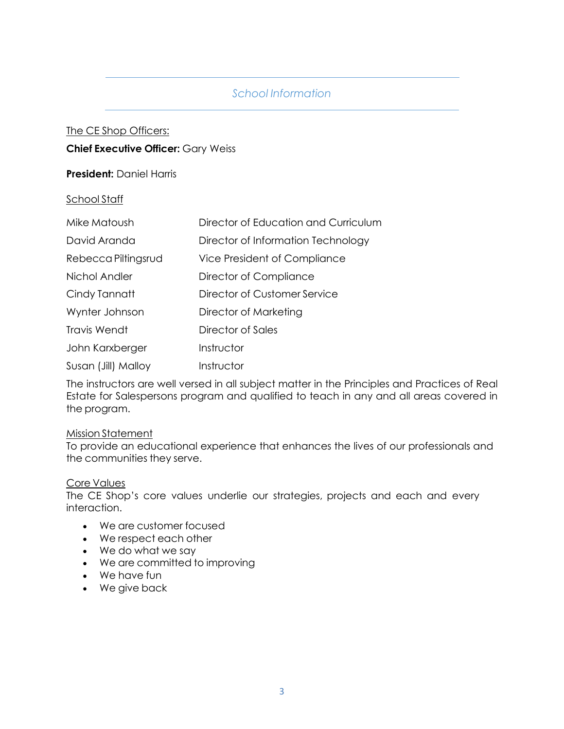## *School Information*

The CE Shop Officers:

**Chief Executive Officer:** Gary Weiss

**President:** Daniel Harris

School Staff

| | |
|---|---|
| Mike Matoush | Director of Education and Curriculum |
| David Aranda | Director of Information Technology |
| Rebecca Piltingsrud | Vice President of Compliance |
| Nichol Andler | Director of Compliance |
| Cindy Tannatt | Director of Customer Service |
| Wynter Johnson | Director of Marketing |
| Travis Wendt | Director of Sales |
| John Karxberger | Instructor |
| Susan (Jill) Malloy | Instructor |

The instructors are well versed in all subject matter in the Principles and Practices of Real Estate for Salespersons program and qualified to teach in any and all areas covered in the program.

Mission Statement

To provide an educational experience that enhances the lives of our professionals and the communities they serve.

Core Values

The CE Shop's core values underlie our strategies, projects and each and every interaction.

- We are customer focused
- We respect each other
- We do what we say
- We are committed to improving
- We have fun
- We give back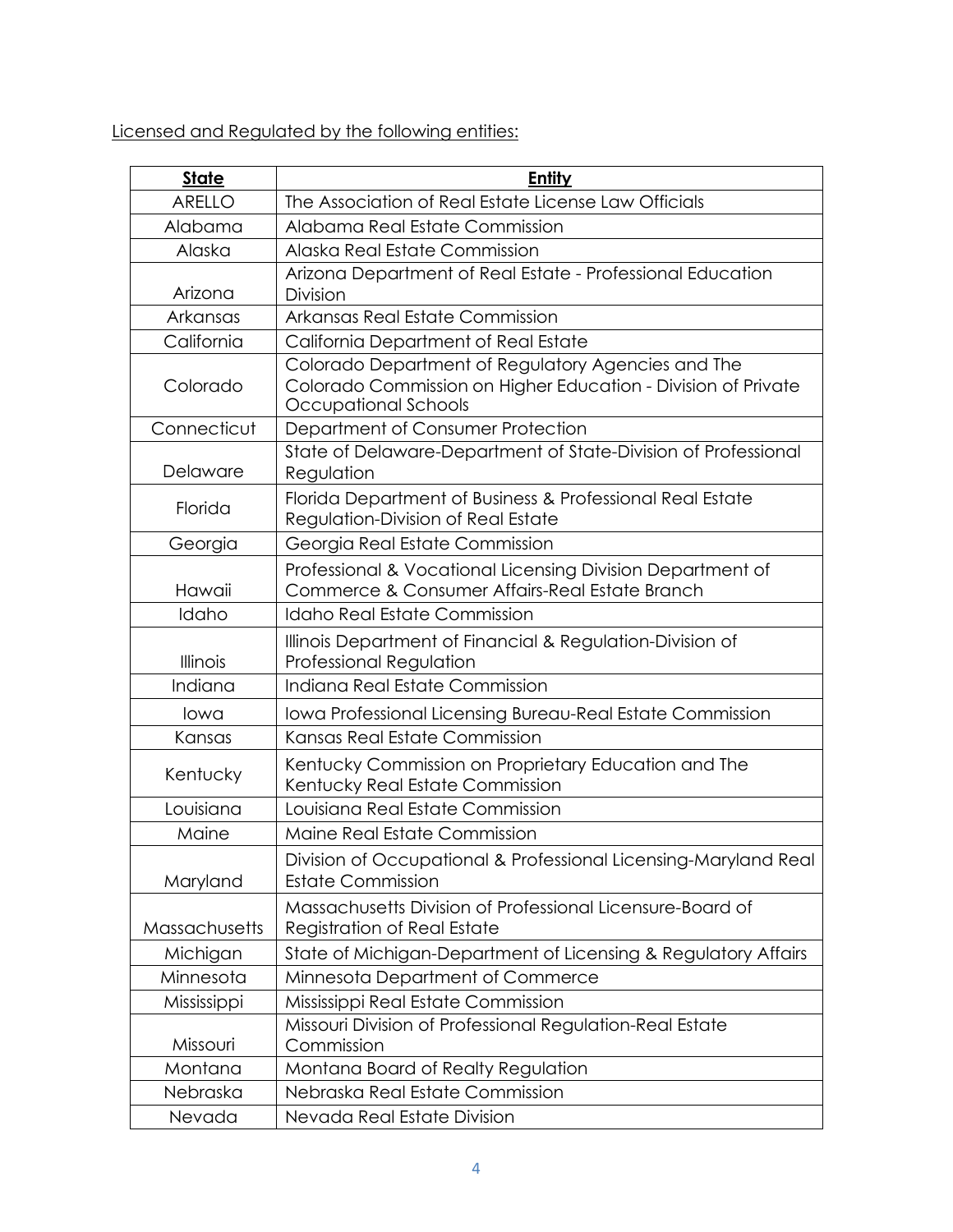Licensed and Regulated by the following entities:

| **State** | **Entity** |
|---|---|
| ARELLO | The Association of Real Estate License Law Officials |
| Alabama | Alabama Real Estate Commission |
| Alaska | Alaska Real Estate Commission |
| Arizona | Arizona Department of Real Estate - Professional Education Division |
| Arkansas | Arkansas Real Estate Commission |
| California | California Department of Real Estate |
| Colorado | Colorado Department of Regulatory Agencies and The Colorado Commission on Higher Education - Division of Private Occupational Schools |
| Connecticut | Department of Consumer Protection |
| Delaware | State of Delaware-Department of State-Division of Professional Regulation |
| Florida | Florida Department of Business & Professional Real Estate Regulation-Division of Real Estate |
| Georgia | Georgia Real Estate Commission |
| Hawaii | Professional & Vocational Licensing Division Department of Commerce & Consumer Affairs-Real Estate Branch |
| Idaho | Idaho Real Estate Commission |
| Illinois | Illinois Department of Financial & Regulation-Division of Professional Regulation |
| Indiana | Indiana Real Estate Commission |
| Iowa | Iowa Professional Licensing Bureau-Real Estate Commission |
| Kansas | Kansas Real Estate Commission |
| Kentucky | Kentucky Commission on Proprietary Education and The Kentucky Real Estate Commission |
| Louisiana | Louisiana Real Estate Commission |
| Maine | Maine Real Estate Commission |
| Maryland | Division of Occupational & Professional Licensing-Maryland Real Estate Commission |
| Massachusetts | Massachusetts Division of Professional Licensure-Board of Registration of Real Estate |
| Michigan | State of Michigan-Department of Licensing & Regulatory Affairs |
| Minnesota | Minnesota Department of Commerce |
| Mississippi | Mississippi Real Estate Commission |
| Missouri | Missouri Division of Professional Regulation-Real Estate Commission |
| Montana | Montana Board of Realty Regulation |
| Nebraska | Nebraska Real Estate Commission |
| Nevada | Nevada Real Estate Division |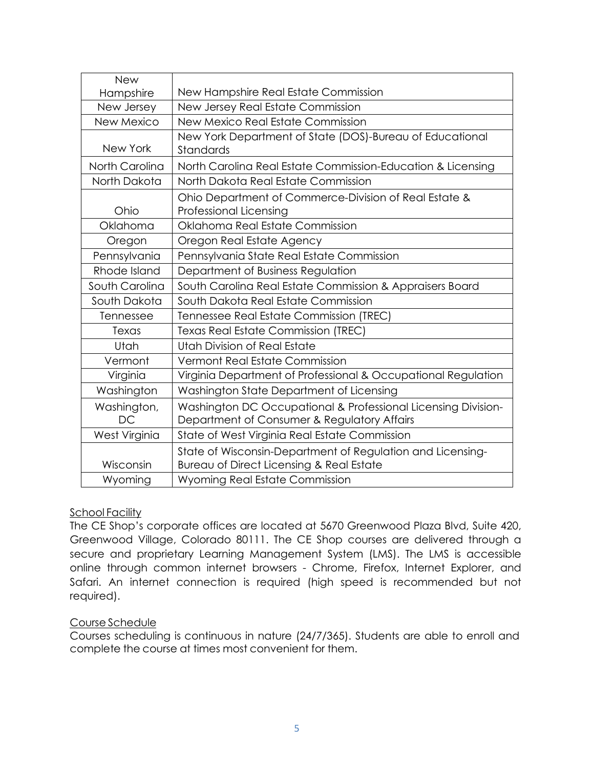| | |
|---|---|
| New Hampshire | New Hampshire Real Estate Commission |
| New Jersey | New Jersey Real Estate Commission |
| New Mexico | New Mexico Real Estate Commission |
| New York | New York Department of State (DOS)-Bureau of Educational Standards |
| North Carolina | North Carolina Real Estate Commission-Education & Licensing |
| North Dakota | North Dakota Real Estate Commission |
| Ohio | Ohio Department of Commerce-Division of Real Estate & Professional Licensing |
| Oklahoma | Oklahoma Real Estate Commission |
| Oregon | Oregon Real Estate Agency |
| Pennsylvania | Pennsylvania State Real Estate Commission |
| Rhode Island | Department of Business Regulation |
| South Carolina | South Carolina Real Estate Commission & Appraisers Board |
| South Dakota | South Dakota Real Estate Commission |
| Tennessee | Tennessee Real Estate Commission (TREC) |
| Texas | Texas Real Estate Commission (TREC) |
| Utah | Utah Division of Real Estate |
| Vermont | Vermont Real Estate Commission |
| Virginia | Virginia Department of Professional & Occupational Regulation |
| Washington | Washington State Department of Licensing |
| Washington, DC | Washington DC Occupational & Professional Licensing Division-Department of Consumer & Regulatory Affairs |
| West Virginia | State of West Virginia Real Estate Commission |
| Wisconsin | State of Wisconsin-Department of Regulation and Licensing-Bureau of Direct Licensing & Real Estate |
| Wyoming | Wyoming Real Estate Commission |

<u>School Facility</u>

The CE Shop's corporate offices are located at 5670 Greenwood Plaza Blvd, Suite 420, Greenwood Village, Colorado 80111. The CE Shop courses are delivered through a secure and proprietary Learning Management System (LMS). The LMS is accessible online through common internet browsers - Chrome, Firefox, Internet Explorer, and Safari. An internet connection is required (high speed is recommended but not required).

<u>Course Schedule</u>

Courses scheduling is continuous in nature (24/7/365). Students are able to enroll and complete the course at times most convenient for them.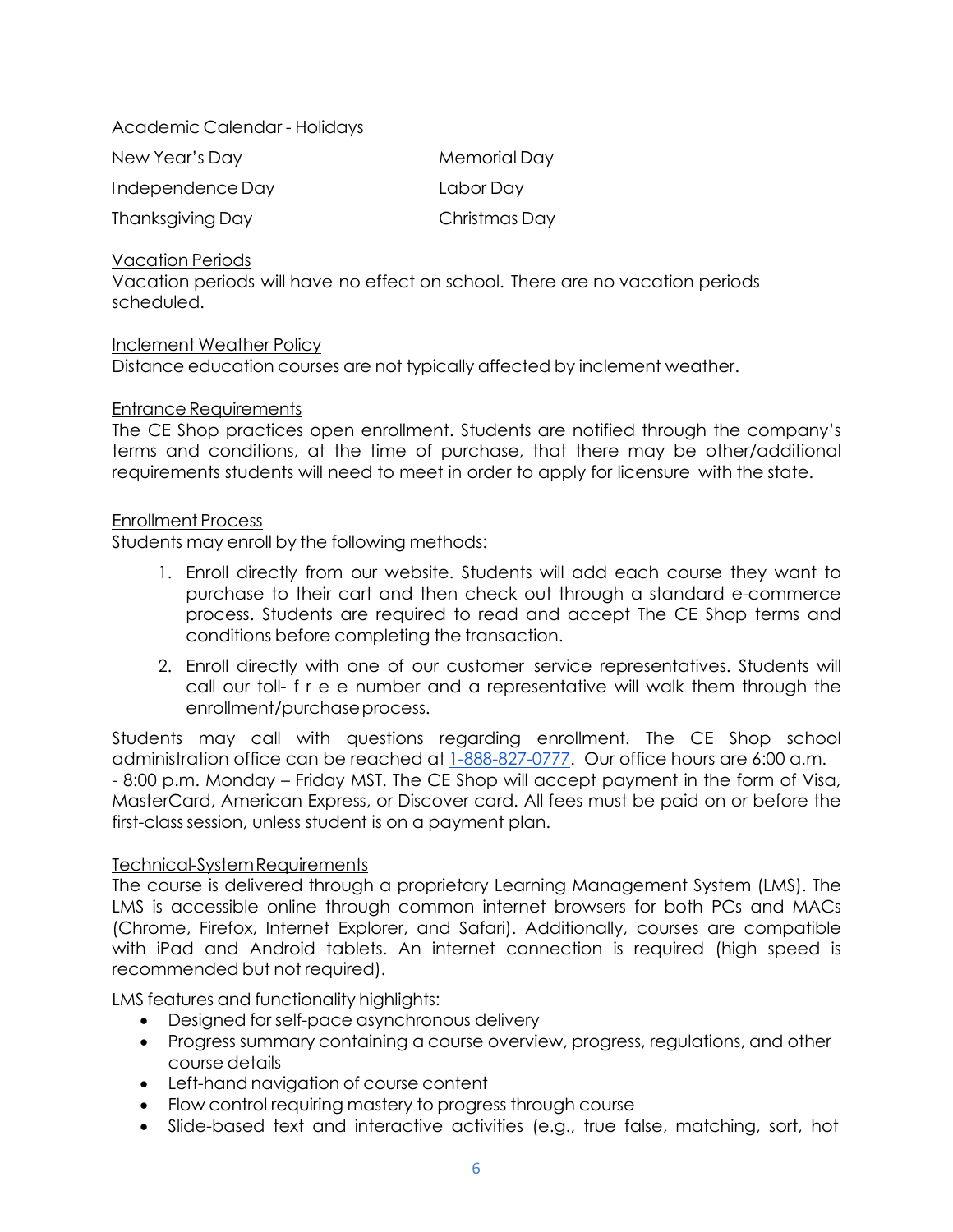## Academic Calendar - Holidays

| | |
|---|---|
| New Year's Day | Memorial Day |
| Independence Day | Labor Day |
| Thanksgiving Day | Christmas Day |

## Vacation Periods

Vacation periods will have no effect on school. There are no vacation periods scheduled.

## Inclement Weather Policy

Distance education courses are not typically affected by inclement weather.

## Entrance Requirements

The CE Shop practices open enrollment. Students are notified through the company's terms and conditions, at the time of purchase, that there may be other/additional requirements students will need to meet in order to apply for licensure with the state.

## Enrollment Process

Students may enroll by the following methods:

1. Enroll directly from our website. Students will add each course they want to purchase to their cart and then check out through a standard e-commerce process. Students are required to read and accept The CE Shop terms and conditions before completing the transaction.
2. Enroll directly with one of our customer service representatives. Students will call our toll- f r e e number and a representative will walk them through the enrollment/purchase process.

Students may call with questions regarding enrollment. The CE Shop school administration office can be reached at 1-888-827-0777. Our office hours are 6:00 a.m. - 8:00 p.m. Monday – Friday MST. The CE Shop will accept payment in the form of Visa, MasterCard, American Express, or Discover card. All fees must be paid on or before the first-class session, unless student is on a payment plan.

## Technical-System Requirements

The course is delivered through a proprietary Learning Management System (LMS). The LMS is accessible online through common internet browsers for both PCs and MACs (Chrome, Firefox, Internet Explorer, and Safari). Additionally, courses are compatible with iPad and Android tablets. An internet connection is required (high speed is recommended but not required).

LMS features and functionality highlights:

- Designed for self-pace asynchronous delivery
- Progress summary containing a course overview, progress, regulations, and other course details
- Left-hand navigation of course content
- Flow control requiring mastery to progress through course
- Slide-based text and interactive activities (e.g., true false, matching, sort, hot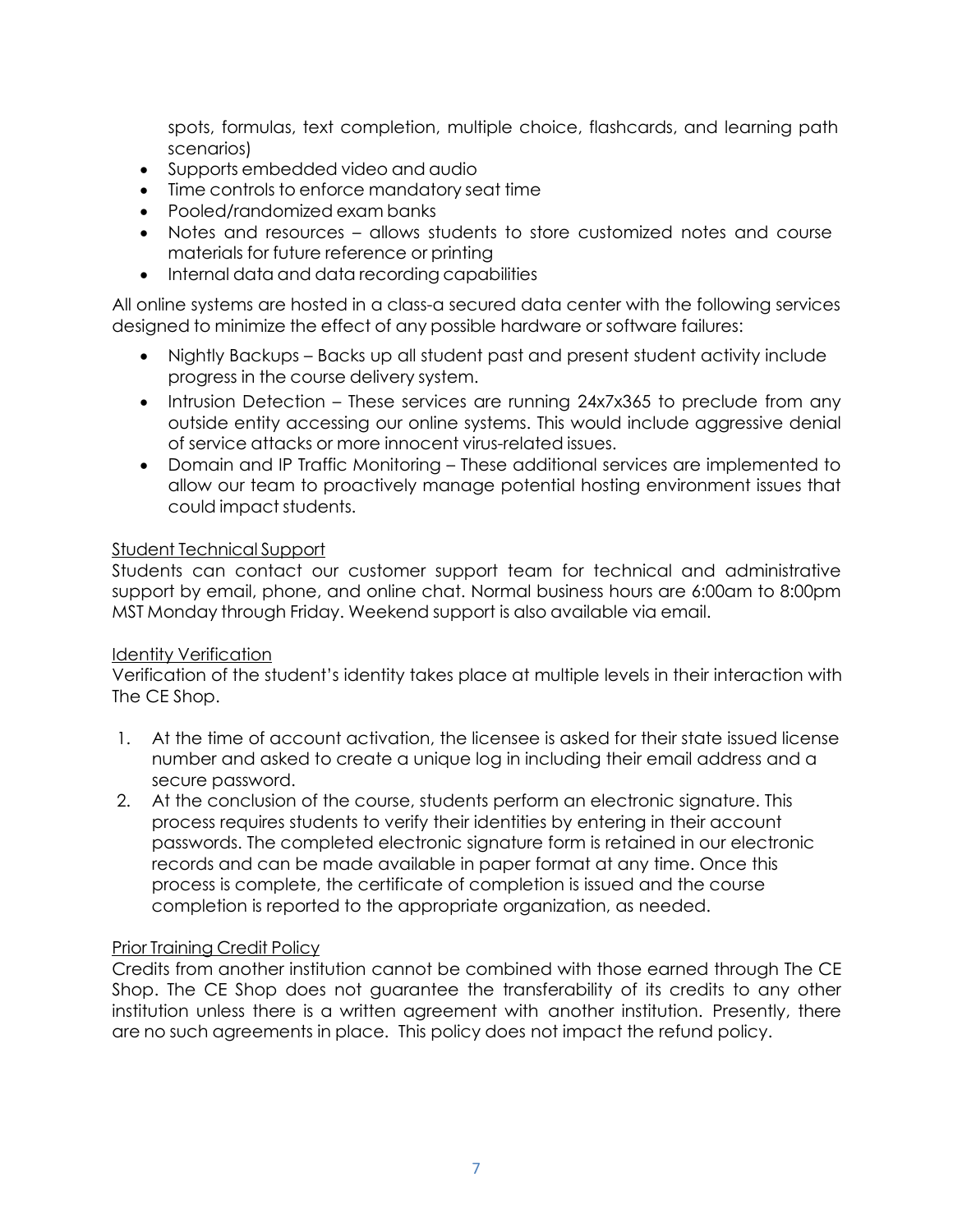spots, formulas, text completion, multiple choice, flashcards, and learning path scenarios)

- Supports embedded video and audio
- Time controls to enforce mandatory seat time
- Pooled/randomized exam banks
- Notes and resources – allows students to store customized notes and course materials for future reference or printing
- Internal data and data recording capabilities

All online systems are hosted in a class-a secured data center with the following services designed to minimize the effect of any possible hardware or software failures:

- Nightly Backups – Backs up all student past and present student activity include progress in the course delivery system.
- Intrusion Detection – These services are running 24x7x365 to preclude from any outside entity accessing our online systems. This would include aggressive denial of service attacks or more innocent virus-related issues.
- Domain and IP Traffic Monitoring – These additional services are implemented to allow our team to proactively manage potential hosting environment issues that could impact students.

<u>Student Technical Support</u>

Students can contact our customer support team for technical and administrative support by email, phone, and online chat. Normal business hours are 6:00am to 8:00pm MST Monday through Friday. Weekend support is also available via email.

<u>Identity Verification</u>

Verification of the student's identity takes place at multiple levels in their interaction with The CE Shop.

1. At the time of account activation, the licensee is asked for their state issued license number and asked to create a unique log in including their email address and a secure password.
2. At the conclusion of the course, students perform an electronic signature. This process requires students to verify their identities by entering in their account passwords. The completed electronic signature form is retained in our electronic records and can be made available in paper format at any time. Once this process is complete, the certificate of completion is issued and the course completion is reported to the appropriate organization, as needed.

<u>Prior Training Credit Policy</u>

Credits from another institution cannot be combined with those earned through The CE Shop. The CE Shop does not guarantee the transferability of its credits to any other institution unless there is a written agreement with another institution. Presently, there are no such agreements in place. This policy does not impact the refund policy.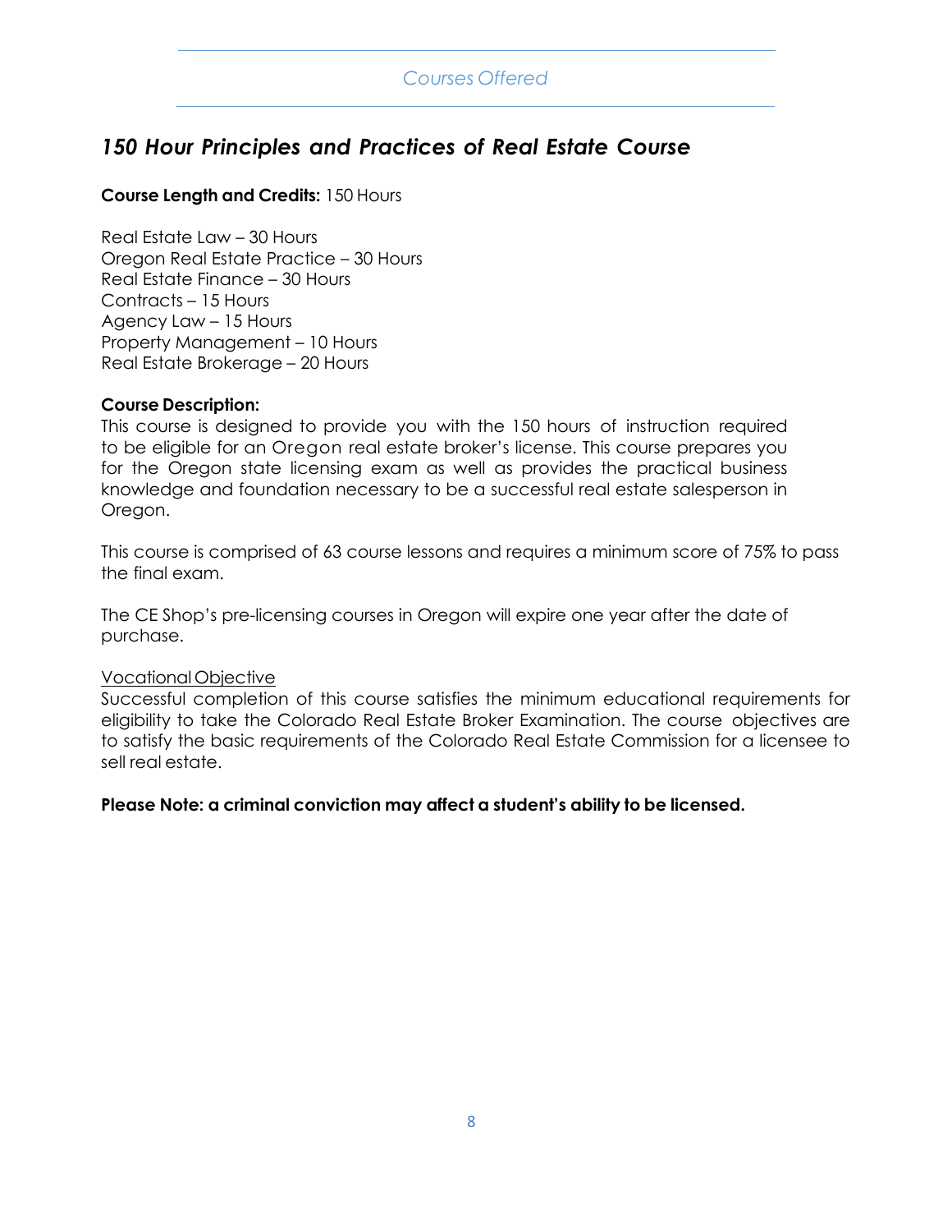## Courses Offered

## *150 Hour Principles and Practices of Real Estate Course*

**Course Length and Credits:** 150 Hours

Real Estate Law – 30 Hours
Oregon Real Estate Practice – 30 Hours
Real Estate Finance – 30 Hours
Contracts – 15 Hours
Agency Law – 15 Hours
Property Management – 10 Hours
Real Estate Brokerage – 20 Hours

**Course Description:**
This course is designed to provide you with the 150 hours of instruction required to be eligible for an Oregon real estate broker's license. This course prepares you for the Oregon state licensing exam as well as provides the practical business knowledge and foundation necessary to be a successful real estate salesperson in Oregon.

This course is comprised of 63 course lessons and requires a minimum score of 75% to pass the final exam.

The CE Shop's pre-licensing courses in Oregon will expire one year after the date of purchase.

Vocational Objective
Successful completion of this course satisfies the minimum educational requirements for eligibility to take the Colorado Real Estate Broker Examination. The course objectives are to satisfy the basic requirements of the Colorado Real Estate Commission for a licensee to sell real estate.

**Please Note: a criminal conviction may affect a student's ability to be licensed.**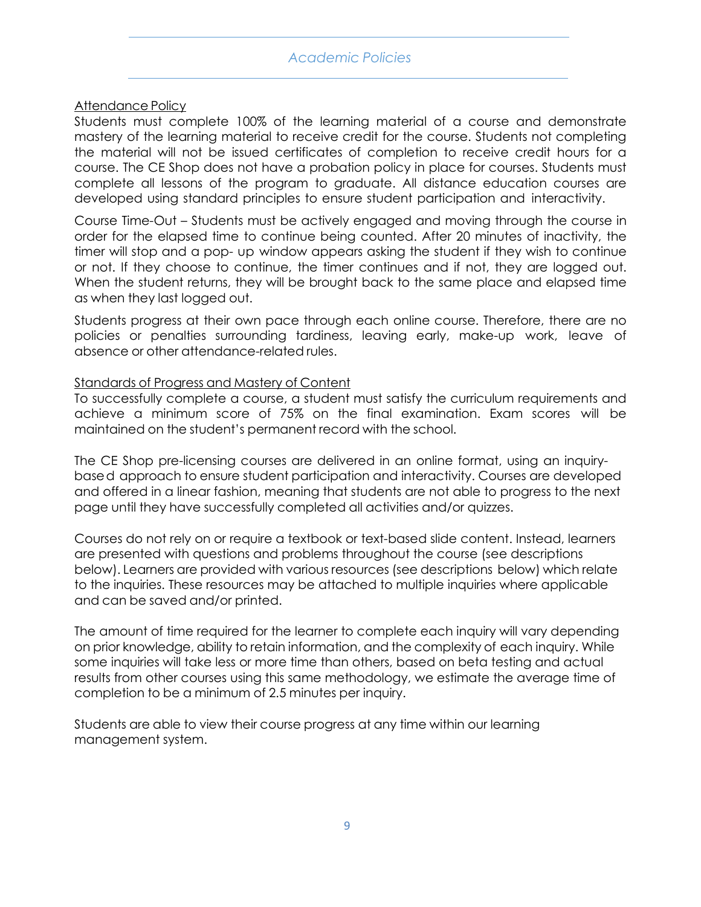## *Academic Policies*

### Attendance Policy

Students must complete 100% of the learning material of a course and demonstrate mastery of the learning material to receive credit for the course. Students not completing the material will not be issued certificates of completion to receive credit hours for a course. The CE Shop does not have a probation policy in place for courses. Students must complete all lessons of the program to graduate. All distance education courses are developed using standard principles to ensure student participation and interactivity.

Course Time-Out – Students must be actively engaged and moving through the course in order for the elapsed time to continue being counted. After 20 minutes of inactivity, the timer will stop and a pop- up window appears asking the student if they wish to continue or not. If they choose to continue, the timer continues and if not, they are logged out. When the student returns, they will be brought back to the same place and elapsed time as when they last logged out.

Students progress at their own pace through each online course. Therefore, there are no policies or penalties surrounding tardiness, leaving early, make-up work, leave of absence or other attendance-related rules.

### Standards of Progress and Mastery of Content

To successfully complete a course, a student must satisfy the curriculum requirements and achieve a minimum score of 75% on the final examination. Exam scores will be maintained on the student's permanent record with the school.

The CE Shop pre-licensing courses are delivered in an online format, using an inquiry-based approach to ensure student participation and interactivity. Courses are developed and offered in a linear fashion, meaning that students are not able to progress to the next page until they have successfully completed all activities and/or quizzes.

Courses do not rely on or require a textbook or text-based slide content. Instead, learners are presented with questions and problems throughout the course (see descriptions below). Learners are provided with various resources (see descriptions below) which relate to the inquiries. These resources may be attached to multiple inquiries where applicable and can be saved and/or printed.

The amount of time required for the learner to complete each inquiry will vary depending on prior knowledge, ability to retain information, and the complexity of each inquiry. While some inquiries will take less or more time than others, based on beta testing and actual results from other courses using this same methodology, we estimate the average time of completion to be a minimum of 2.5 minutes per inquiry.

Students are able to view their course progress at any time within our learning management system.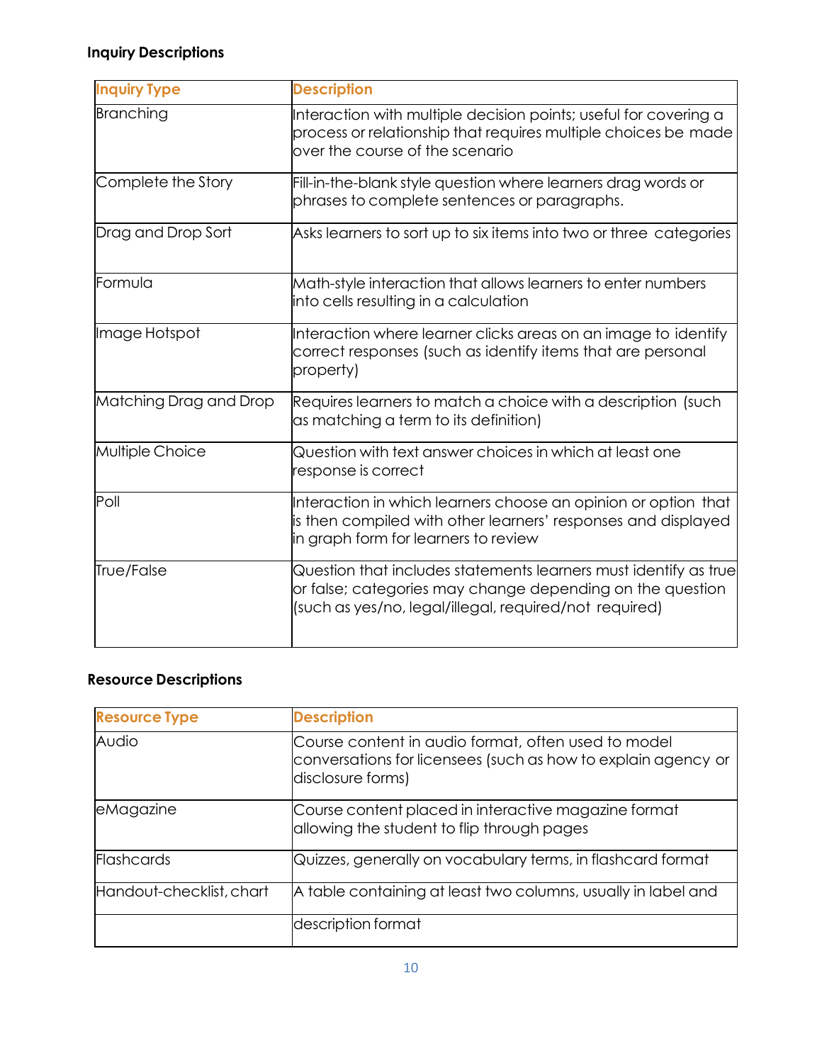**Inquiry Descriptions**

| Inquiry Type | Description |
|---|---|
| Branching | Interaction with multiple decision points; useful for covering a process or relationship that requires multiple choices be made over the course of the scenario |
| Complete the Story | Fill-in-the-blank style question where learners drag words or phrases to complete sentences or paragraphs. |
| Drag and Drop Sort | Asks learners to sort up to six items into two or three categories |
| Formula | Math-style interaction that allows learners to enter numbers into cells resulting in a calculation |
| Image Hotspot | Interaction where learner clicks areas on an image to identify correct responses (such as identify items that are personal property) |
| Matching Drag and Drop | Requires learners to match a choice with a description (such as matching a term to its definition) |
| Multiple Choice | Question with text answer choices in which at least one response is correct |
| Poll | Interaction in which learners choose an opinion or option that is then compiled with other learners' responses and displayed in graph form for learners to review |
| True/False | Question that includes statements learners must identify as true or false; categories may change depending on the question (such as yes/no, legal/illegal, required/not required) |

**Resource Descriptions**

| Resource Type | Description |
|---|---|
| Audio | Course content in audio format, often used to model conversations for licensees (such as how to explain agency or disclosure forms) |
| eMagazine | Course content placed in interactive magazine format allowing the student to flip through pages |
| Flashcards | Quizzes, generally on vocabulary terms, in flashcard format |
| Handout-checklist, chart | A table containing at least two columns, usually in label and description format |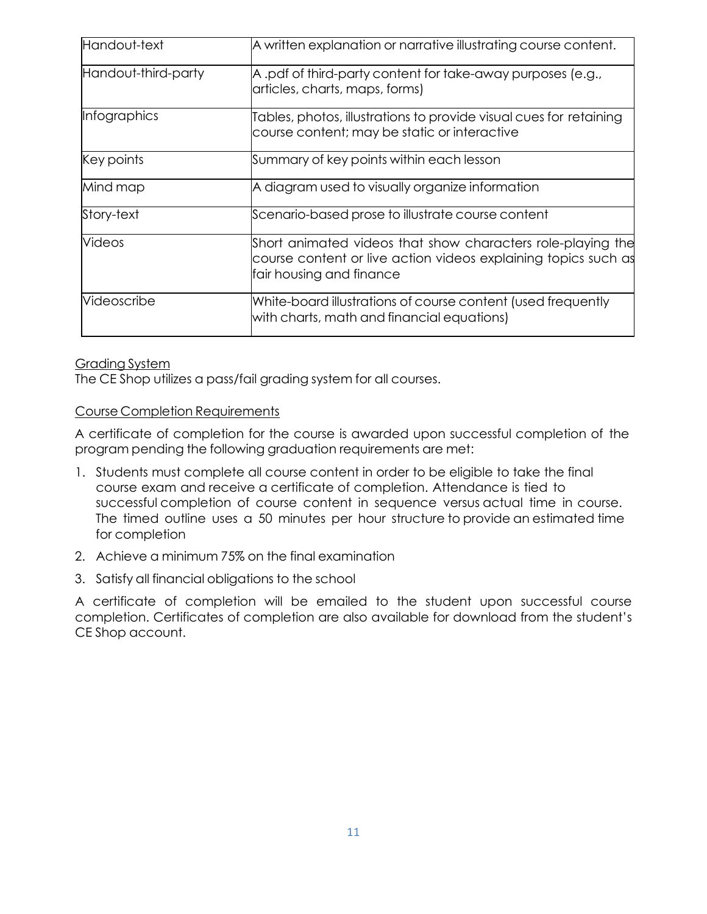| | |
|---|---|
| Handout-text | A written explanation or narrative illustrating course content. |
| Handout-third-party | A .pdf of third-party content for take-away purposes (e.g., articles, charts, maps, forms) |
| Infographics | Tables, photos, illustrations to provide visual cues for retaining course content; may be static or interactive |
| Key points | Summary of key points within each lesson |
| Mind map | A diagram used to visually organize information |
| Story-text | Scenario-based prose to illustrate course content |
| Videos | Short animated videos that show characters role-playing the course content or live action videos explaining topics such as fair housing and finance |
| Videoscribe | White-board illustrations of course content (used frequently with charts, math and financial equations) |

Grading System

The CE Shop utilizes a pass/fail grading system for all courses.

Course Completion Requirements

A certificate of completion for the course is awarded upon successful completion of the program pending the following graduation requirements are met:

1. Students must complete all course content in order to be eligible to take the final course exam and receive a certificate of completion. Attendance is tied to successful completion of course content in sequence versus actual time in course. The timed outline uses a 50 minutes per hour structure to provide an estimated time for completion
2. Achieve a minimum 75% on the final examination
3. Satisfy all financial obligations to the school

A certificate of completion will be emailed to the student upon successful course completion. Certificates of completion are also available for download from the student's CE Shop account.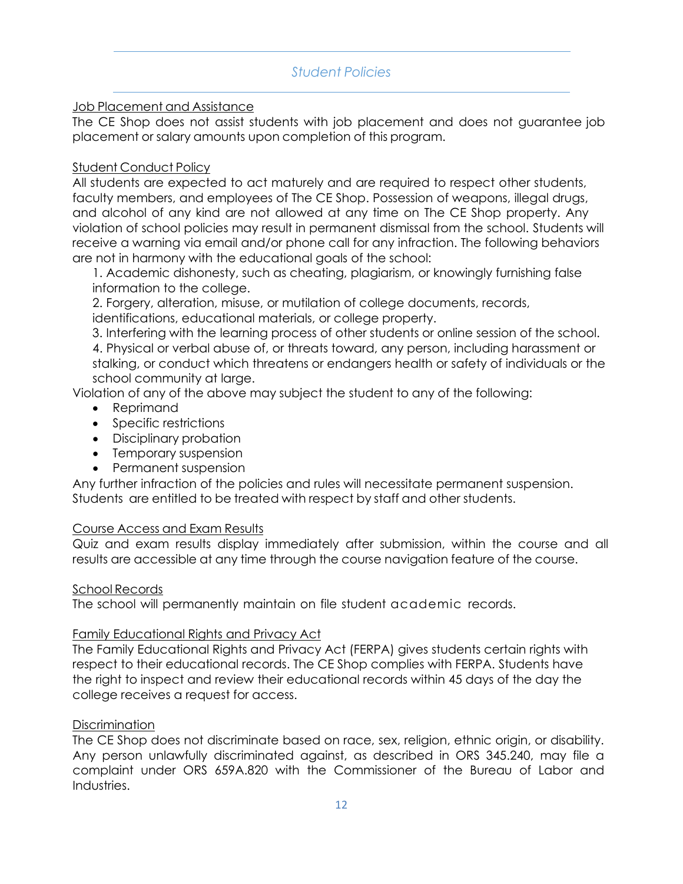## *Student Policies*

### Job Placement and Assistance

The CE Shop does not assist students with job placement and does not guarantee job placement or salary amounts upon completion of this program.

### Student Conduct Policy

All students are expected to act maturely and are required to respect other students, faculty members, and employees of The CE Shop. Possession of weapons, illegal drugs, and alcohol of any kind are not allowed at any time on The CE Shop property. Any violation of school policies may result in permanent dismissal from the school. Students will receive a warning via email and/or phone call for any infraction. The following behaviors are not in harmony with the educational goals of the school:

1. Academic dishonesty, such as cheating, plagiarism, or knowingly furnishing false information to the college.
2. Forgery, alteration, misuse, or mutilation of college documents, records, identifications, educational materials, or college property.
3. Interfering with the learning process of other students or online session of the school.
4. Physical or verbal abuse of, or threats toward, any person, including harassment or stalking, or conduct which threatens or endangers health or safety of individuals or the school community at large.

Violation of any of the above may subject the student to any of the following:

- Reprimand
- Specific restrictions
- Disciplinary probation
- Temporary suspension
- Permanent suspension

Any further infraction of the policies and rules will necessitate permanent suspension. Students are entitled to be treated with respect by staff and other students.

### Course Access and Exam Results

Quiz and exam results display immediately after submission, within the course and all results are accessible at any time through the course navigation feature of the course.

### School Records

The school will permanently maintain on file student academic records.

### Family Educational Rights and Privacy Act

The Family Educational Rights and Privacy Act (FERPA) gives students certain rights with respect to their educational records. The CE Shop complies with FERPA. Students have the right to inspect and review their educational records within 45 days of the day the college receives a request for access.

### Discrimination

The CE Shop does not discriminate based on race, sex, religion, ethnic origin, or disability. Any person unlawfully discriminated against, as described in ORS 345.240, may file a complaint under ORS 659A.820 with the Commissioner of the Bureau of Labor and Industries.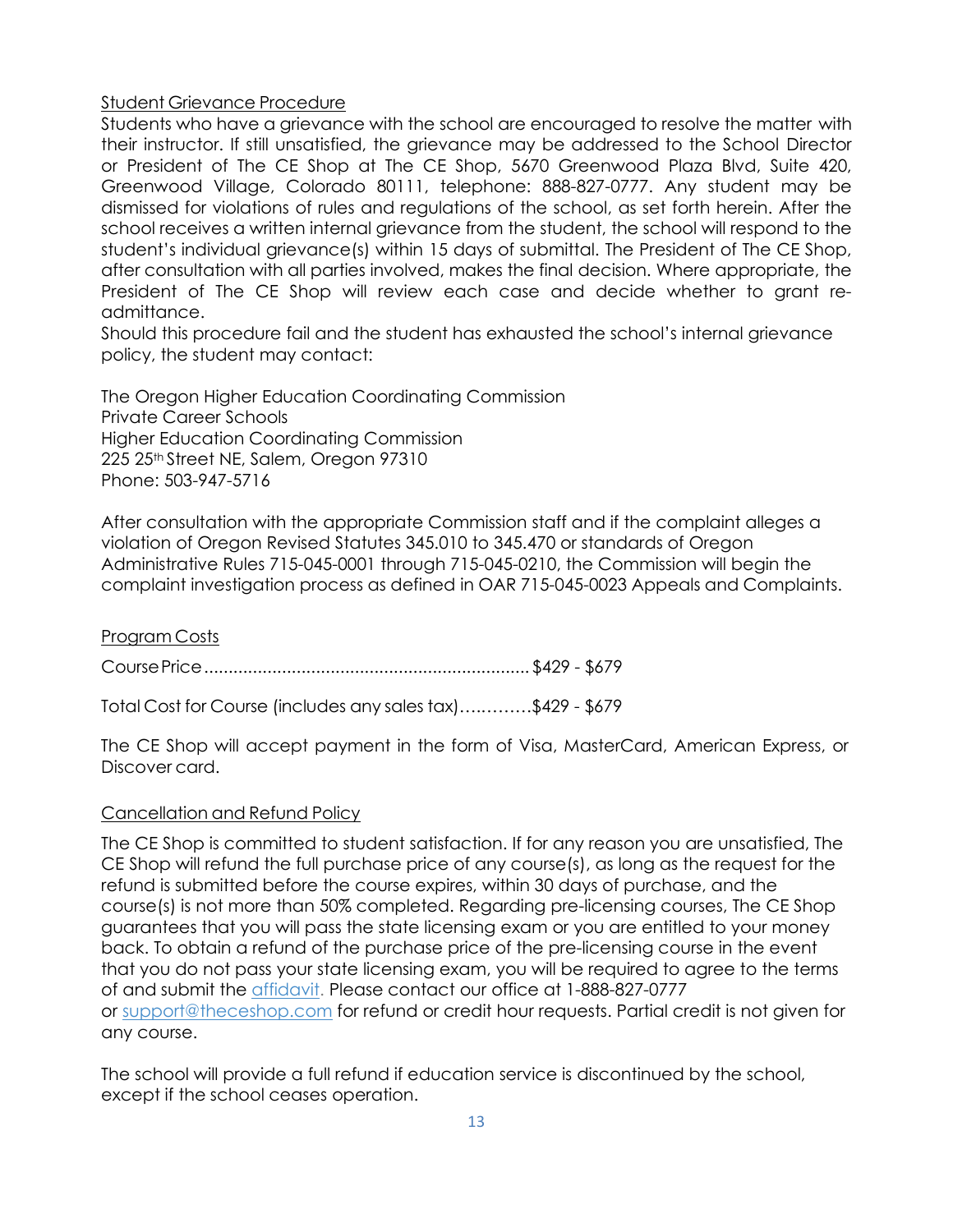## Student Grievance Procedure

Students who have a grievance with the school are encouraged to resolve the matter with their instructor. If still unsatisfied, the grievance may be addressed to the School Director or President of The CE Shop at The CE Shop, 5670 Greenwood Plaza Blvd, Suite 420, Greenwood Village, Colorado 80111, telephone: 888-827-0777. Any student may be dismissed for violations of rules and regulations of the school, as set forth herein. After the school receives a written internal grievance from the student, the school will respond to the student's individual grievance(s) within 15 days of submittal. The President of The CE Shop, after consultation with all parties involved, makes the final decision. Where appropriate, the President of The CE Shop will review each case and decide whether to grant re-admittance.

Should this procedure fail and the student has exhausted the school's internal grievance policy, the student may contact:

The Oregon Higher Education Coordinating Commission
Private Career Schools
Higher Education Coordinating Commission
225 25th Street NE, Salem, Oregon 97310
Phone: 503-947-5716

After consultation with the appropriate Commission staff and if the complaint alleges a violation of Oregon Revised Statutes 345.010 to 345.470 or standards of Oregon Administrative Rules 715-045-0001 through 715-045-0210, the Commission will begin the complaint investigation process as defined in OAR 715-045-0023 Appeals and Complaints.

## Program Costs

Course Price .................................................................. $429 - $679

Total Cost for Course (includes any sales tax)………….$429 - $679

The CE Shop will accept payment in the form of Visa, MasterCard, American Express, or Discover card.

## Cancellation and Refund Policy

The CE Shop is committed to student satisfaction. If for any reason you are unsatisfied, The CE Shop will refund the full purchase price of any course(s), as long as the request for the refund is submitted before the course expires, within 30 days of purchase, and the course(s) is not more than 50% completed. Regarding pre-licensing courses, The CE Shop guarantees that you will pass the state licensing exam or you are entitled to your money back. To obtain a refund of the purchase price of the pre-licensing course in the event that you do not pass your state licensing exam, you will be required to agree to the terms of and submit the affidavit. Please contact our office at 1-888-827-0777 or support@theceshop.com for refund or credit hour requests. Partial credit is not given for any course.

The school will provide a full refund if education service is discontinued by the school, except if the school ceases operation.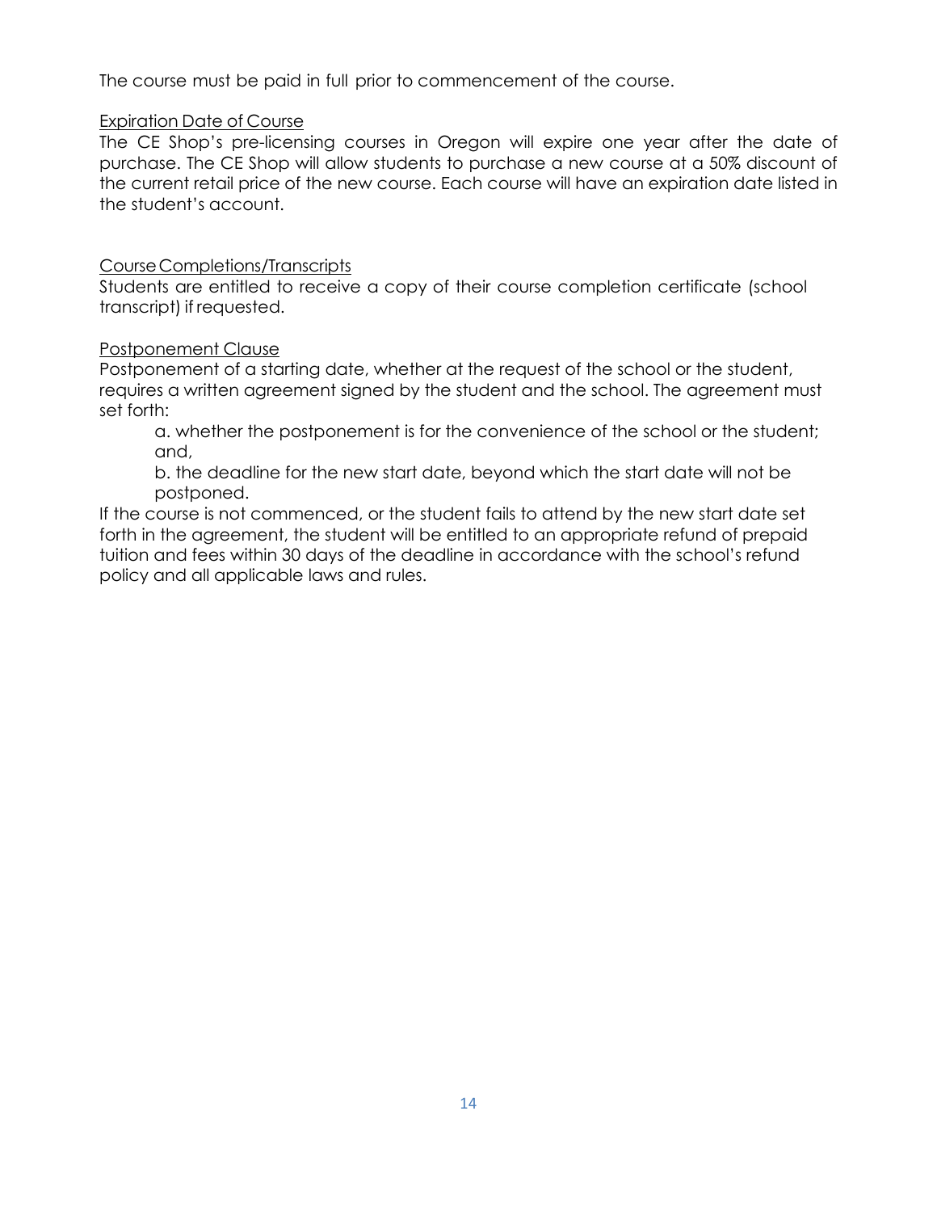The course must be paid in full prior to commencement of the course.

<u>Expiration Date of Course</u>

The CE Shop's pre-licensing courses in Oregon will expire one year after the date of purchase. The CE Shop will allow students to purchase a new course at a 50% discount of the current retail price of the new course. Each course will have an expiration date listed in the student's account.

<u>Course Completions/Transcripts</u>

Students are entitled to receive a copy of their course completion certificate (school transcript) if requested.

<u>Postponement Clause</u>

Postponement of a starting date, whether at the request of the school or the student, requires a written agreement signed by the student and the school. The agreement must set forth:

a. whether the postponement is for the convenience of the school or the student; and,

b. the deadline for the new start date, beyond which the start date will not be postponed.

If the course is not commenced, or the student fails to attend by the new start date set forth in the agreement, the student will be entitled to an appropriate refund of prepaid tuition and fees within 30 days of the deadline in accordance with the school's refund policy and all applicable laws and rules.